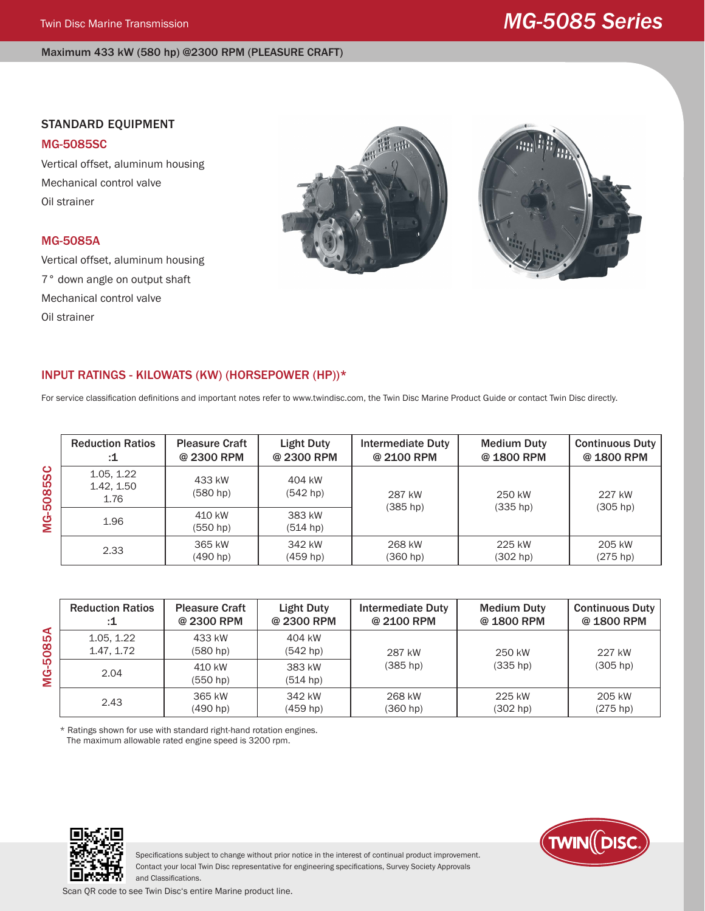Twin Disc Marine Transmission

# MG-5085 Series

Maximum 433 kW (580 hp) @2300 RPM (PLEASURE CRAFT)

## STANDARD EQUIPMENT

### MG-5085SC

Vertical offset, aluminum housing

Mechanical control valve

Oil strainer

### MG-5085A

Vertical offset, aluminum housing

7° down angle on output shaft

Mechanical control valve

Oil strainer

## INPUT RATINGS - KILOWATS (KW) (HORSEPOWER (HP))*

For service classification definitions and important notes refer to www.twindisc.com, the Twin Disc Marine Product Guide or contact Twin Disc directly.

**MG-5085SC**

| Reduction Ratios :1 | Pleasure Craft @ 2300 RPM | Light Duty @ 2300 RPM | Intermediate Duty @ 2100 RPM | Medium Duty @ 1800 RPM | Continuous Duty @ 1800 RPM |
|---|---|---|---|---|---|
| 1.05, 1.22 1.42, 1.50 1.76 | 433 kW (580 hp) | 404 kW (542 hp) | 287 kW (385 hp) | 250 kW (335 hp) | 227 kW (305 hp) |
| 1.96 | 410 kW (550 hp) | 383 kW (514 hp) | | | |
| 2.33 | 365 kW (490 hp) | 342 kW (459 hp) | 268 kW (360 hp) | 225 kW (302 hp) | 205 kW (275 hp) |

**MG-5085A**

| Reduction Ratios :1 | Pleasure Craft @ 2300 RPM | Light Duty @ 2300 RPM | Intermediate Duty @ 2100 RPM | Medium Duty @ 1800 RPM | Continuous Duty @ 1800 RPM |
|---|---|---|---|---|---|
| 1.05, 1.22 1.47, 1.72 | 433 kW (580 hp) | 404 kW (542 hp) | 287 kW (385 hp) | 250 kW (335 hp) | 227 kW (305 hp) |
| 2.04 | 410 kW (550 hp) | 383 kW (514 hp) | | | |
| 2.43 | 365 kW (490 hp) | 342 kW (459 hp) | 268 kW (360 hp) | 225 kW (302 hp) | 205 kW (275 hp) |

* Ratings shown for use with standard right-hand rotation engines.
The maximum allowable rated engine speed is 3200 rpm.

Specifications subject to change without prior notice in the interest of continual product improvement. Contact your local Twin Disc representative for engineering specifications, Survey Society Approvals and Classifications.

Scan QR code to see Twin Disc's entire Marine product line.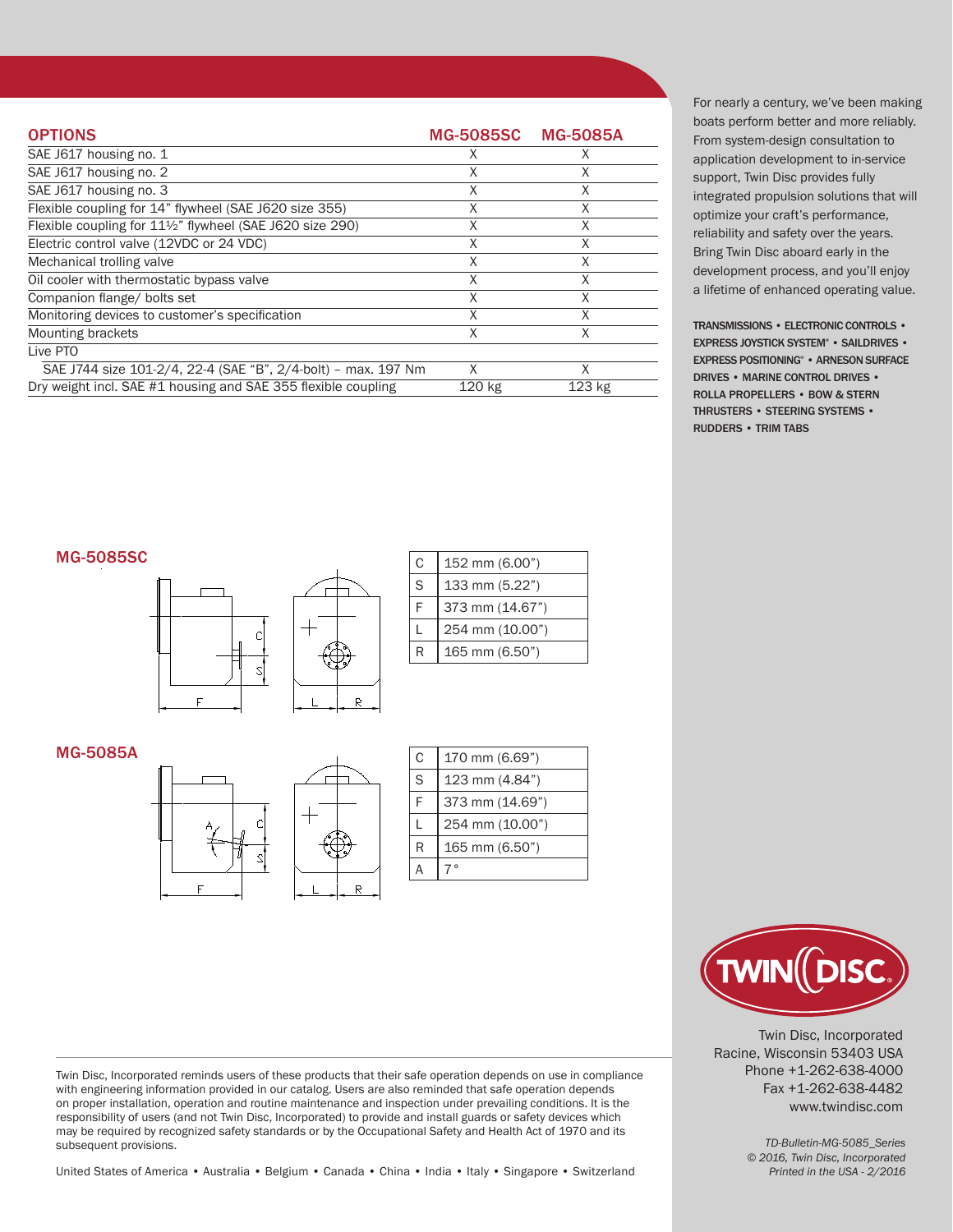## OPTIONS

| OPTIONS | MG-5085SC | MG-5085A |
|---|---|---|
| SAE J617 housing no. 1 | X | X |
| SAE J617 housing no. 2 | X | X |
| SAE J617 housing no. 3 | X | X |
| Flexible coupling for 14" flywheel (SAE J620 size 355) | X | X |
| Flexible coupling for 11½" flywheel (SAE J620 size 290) | X | X |
| Electric control valve (12VDC or 24 VDC) | X | X |
| Mechanical trolling valve | X | X |
| Oil cooler with thermostatic bypass valve | X | X |
| Companion flange/ bolts set | X | X |
| Monitoring devices to customer's specification | X | X |
| Mounting brackets | X | X |
| Live PTO | | |
| SAE J744 size 101-2/4, 22-4 (SAE "B", 2/4-bolt) – max. 197 Nm | X | X |
| Dry weight incl. SAE #1 housing and SAE 355 flexible coupling | 120 kg | 123 kg |

For nearly a century, we've been making boats perform better and more reliably. From system-design consultation to application development to in-service support, Twin Disc provides fully integrated propulsion solutions that will optimize your craft's performance, reliability and safety over the years. Bring Twin Disc aboard early in the development process, and you'll enjoy a lifetime of enhanced operating value.

TRANSMISSIONS • ELECTRONIC CONTROLS • EXPRESS JOYSTICK SYSTEM® • SAILDRIVES • EXPRESS POSITIONING® • ARNESON SURFACE DRIVES • MARINE CONTROL DRIVES • ROLLA PROPELLERS • BOW & STERN THRUSTERS • STEERING SYSTEMS • RUDDERS • TRIM TABS

### MG-5085SC

C
S
F
L
R

| | |
|---|---|
| C | 152 mm (6.00") |
| S | 133 mm (5.22") |
| F | 373 mm (14.67") |
| L | 254 mm (10.00") |
| R | 165 mm (6.50") |

### MG-5085A

A
C
S
F
L
R

| | |
|---|---|
| C | 170 mm (6.69") |
| S | 123 mm (4.84") |
| F | 373 mm (14.69") |
| L | 254 mm (10.00") |
| R | 165 mm (6.50") |
| A | 7° |

Twin Disc, Incorporated reminds users of these products that their safe operation depends on use in compliance with engineering information provided in our catalog. Users are also reminded that safe operation depends on proper installation, operation and routine maintenance and inspection under prevailing conditions. It is the responsibility of users (and not Twin Disc, Incorporated) to provide and install guards or safety devices which may be required by recognized safety standards or by the Occupational Safety and Health Act of 1970 and its subsequent provisions.

United States of America • Australia • Belgium • Canada • China • India • Italy • Singapore • Switzerland

TWIN DISC

Twin Disc, Incorporated
Racine, Wisconsin 53403 USA
Phone +1-262-638-4000
Fax +1-262-638-4482
www.twindisc.com

*TD-Bulletin-MG-5085_Series*
*© 2016, Twin Disc, Incorporated*
*Printed in the USA - 2/2016*